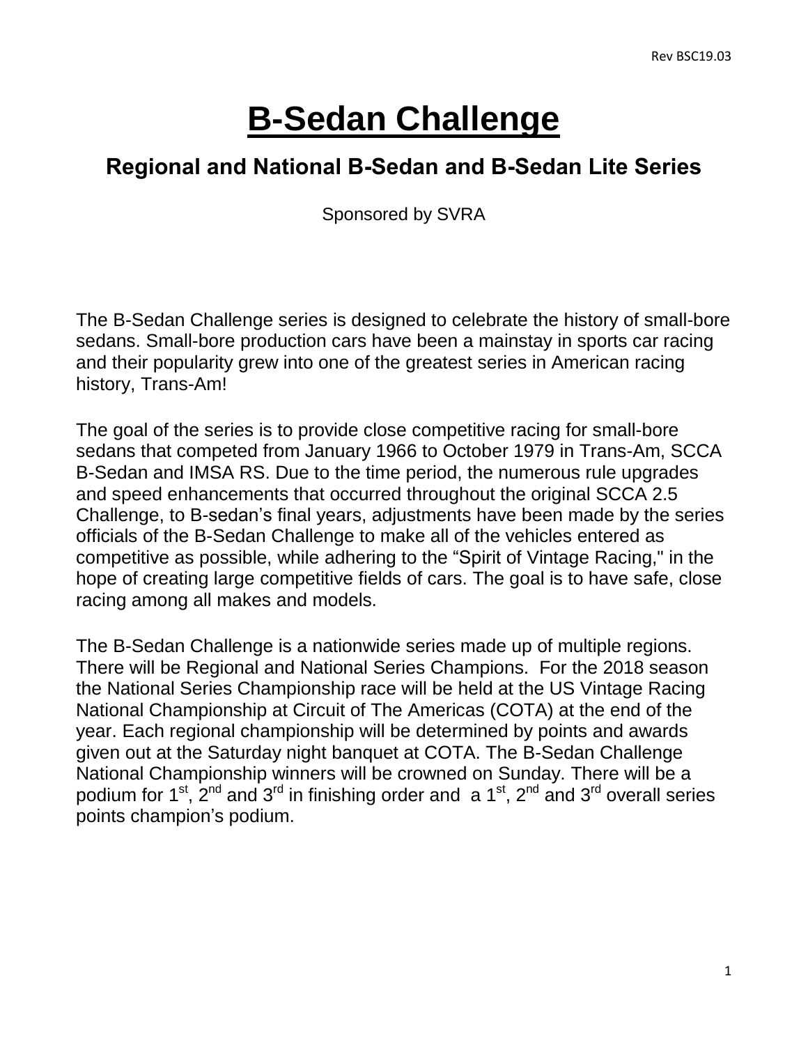# B-Sedan Challenge

## Regional and National B-Sedan and B-Sedan Lite Series

Sponsored by SVRA

The B-Sedan Challenge series is designed to celebrate the history of small-bore sedans. Small-bore production cars have been a mainstay in sports car racing and their popularity grew into one of the greatest series in American racing history, Trans-Am!

The goal of the series is to provide close competitive racing for small-bore sedans that competed from January 1966 to October 1979 in Trans-Am, SCCA B-Sedan and IMSA RS. Due to the time period, the numerous rule upgrades and speed enhancements that occurred throughout the original SCCA 2.5 Challenge, to B-sedan's final years, adjustments have been made by the series officials of the B-Sedan Challenge to make all of the vehicles entered as competitive as possible, while adhering to the "Spirit of Vintage Racing," in the hope of creating large competitive fields of cars. The goal is to have safe, close racing among all makes and models.

The B-Sedan Challenge is a nationwide series made up of multiple regions. There will be Regional and National Series Champions. For the 2018 season the National Series Championship race will be held at the US Vintage Racing National Championship at Circuit of The Americas (COTA) at the end of the year. Each regional championship will be determined by points and awards given out at the Saturday night banquet at COTA. The B-Sedan Challenge National Championship winners will be crowned on Sunday. There will be a podium for 1st, 2nd and 3rd in finishing order and a 1st, 2nd and 3rd overall series points champion's podium.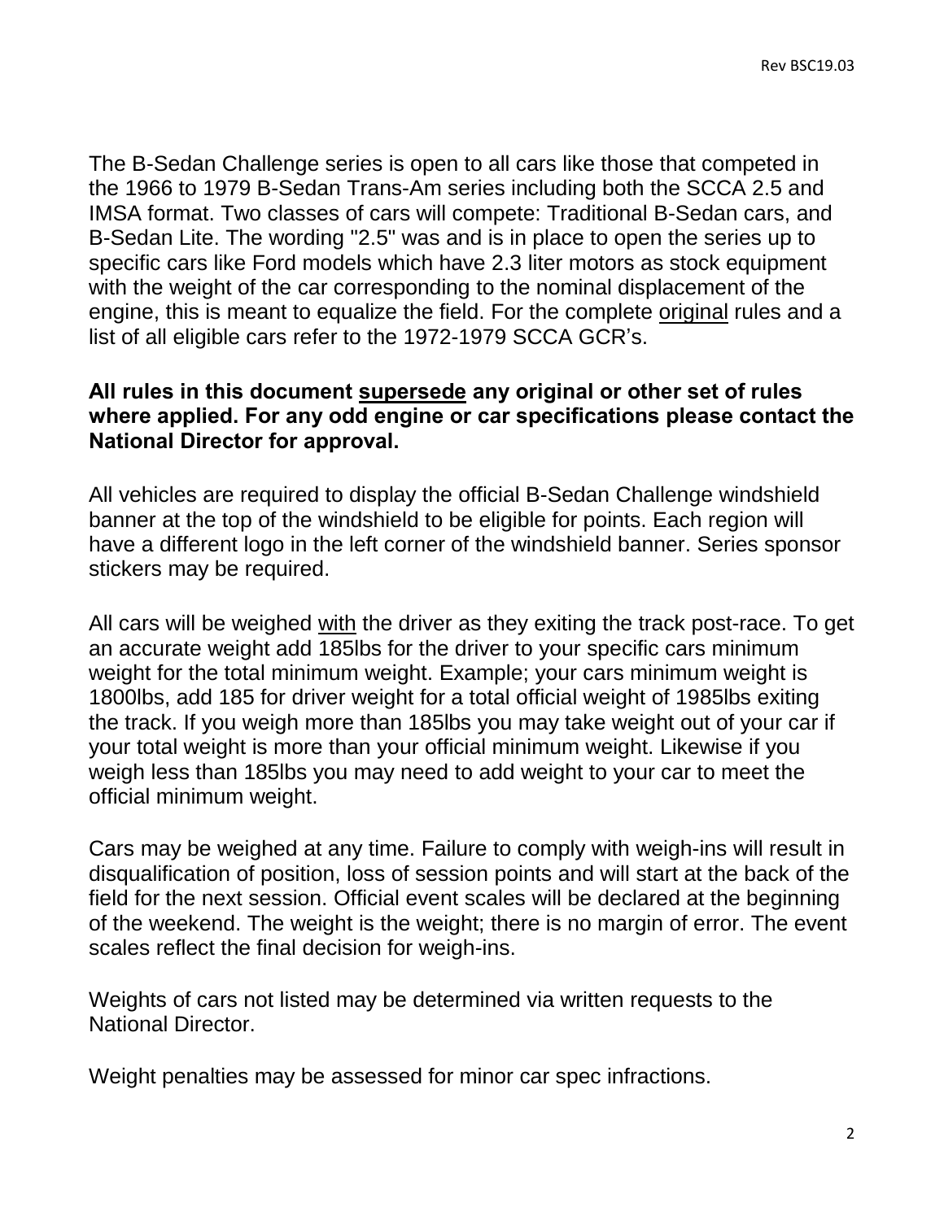The B-Sedan Challenge series is open to all cars like those that competed in the 1966 to 1979 B-Sedan Trans-Am series including both the SCCA 2.5 and IMSA format. Two classes of cars will compete: Traditional B-Sedan cars, and B-Sedan Lite. The wording "2.5" was and is in place to open the series up to specific cars like Ford models which have 2.3 liter motors as stock equipment with the weight of the car corresponding to the nominal displacement of the engine, this is meant to equalize the field. For the complete original rules and a list of all eligible cars refer to the 1972-1979 SCCA GCR's.

**All rules in this document supersede any original or other set of rules where applied. For any odd engine or car specifications please contact the National Director for approval.**

All vehicles are required to display the official B-Sedan Challenge windshield banner at the top of the windshield to be eligible for points. Each region will have a different logo in the left corner of the windshield banner. Series sponsor stickers may be required.

All cars will be weighed with the driver as they exiting the track post-race. To get an accurate weight add 185lbs for the driver to your specific cars minimum weight for the total minimum weight. Example; your cars minimum weight is 1800lbs, add 185 for driver weight for a total official weight of 1985lbs exiting the track. If you weigh more than 185lbs you may take weight out of your car if your total weight is more than your official minimum weight. Likewise if you weigh less than 185lbs you may need to add weight to your car to meet the official minimum weight.

Cars may be weighed at any time. Failure to comply with weigh-ins will result in disqualification of position, loss of session points and will start at the back of the field for the next session. Official event scales will be declared at the beginning of the weekend. The weight is the weight; there is no margin of error. The event scales reflect the final decision for weigh-ins.

Weights of cars not listed may be determined via written requests to the National Director.

Weight penalties may be assessed for minor car spec infractions.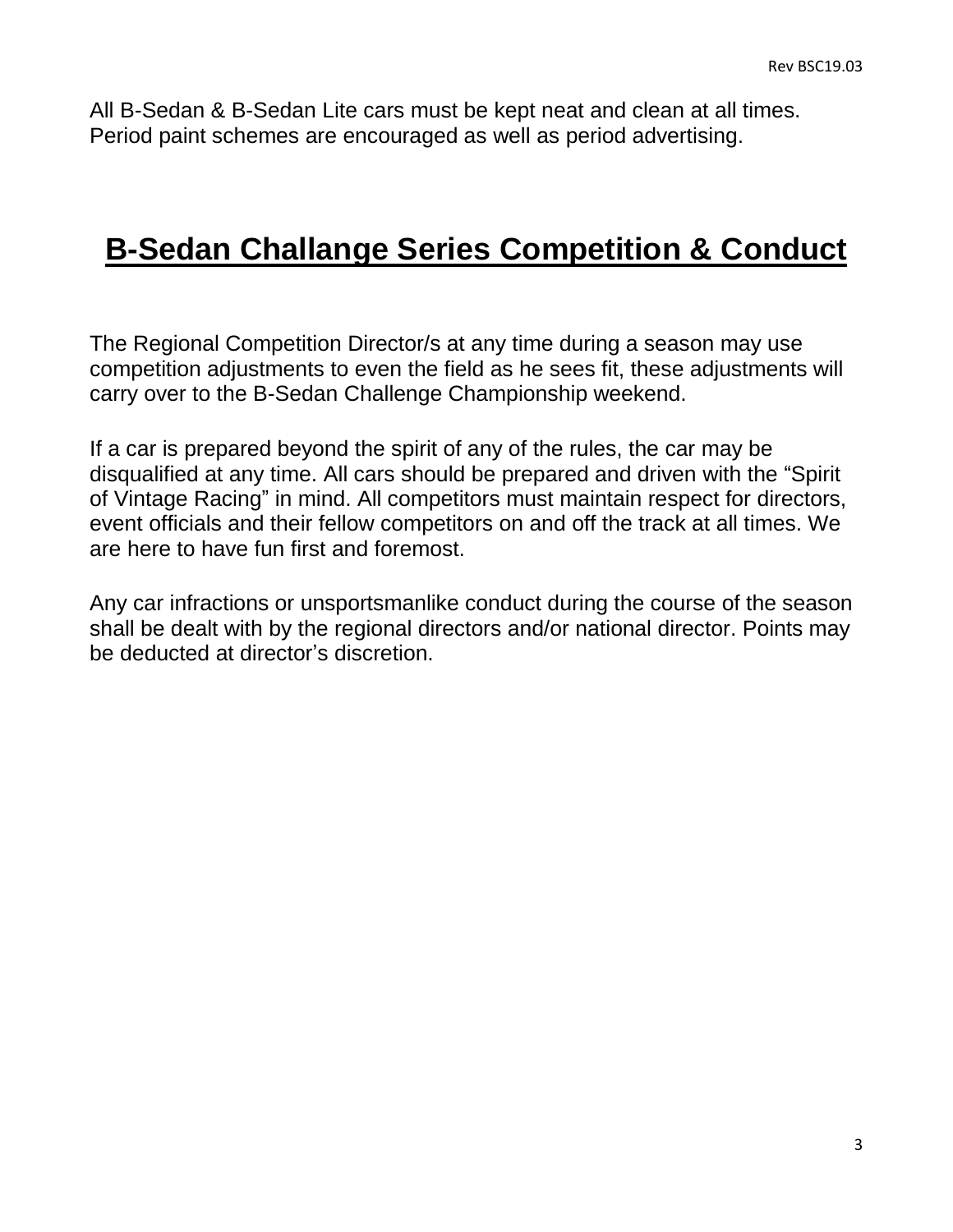All B-Sedan & B-Sedan Lite cars must be kept neat and clean at all times. Period paint schemes are encouraged as well as period advertising.

# B-Sedan Challange Series Competition & Conduct

The Regional Competition Director/s at any time during a season may use competition adjustments to even the field as he sees fit, these adjustments will carry over to the B-Sedan Challenge Championship weekend.

If a car is prepared beyond the spirit of any of the rules, the car may be disqualified at any time. All cars should be prepared and driven with the "Spirit of Vintage Racing" in mind. All competitors must maintain respect for directors, event officials and their fellow competitors on and off the track at all times. We are here to have fun first and foremost.

Any car infractions or unsportsmanlike conduct during the course of the season shall be dealt with by the regional directors and/or national director. Points may be deducted at director's discretion.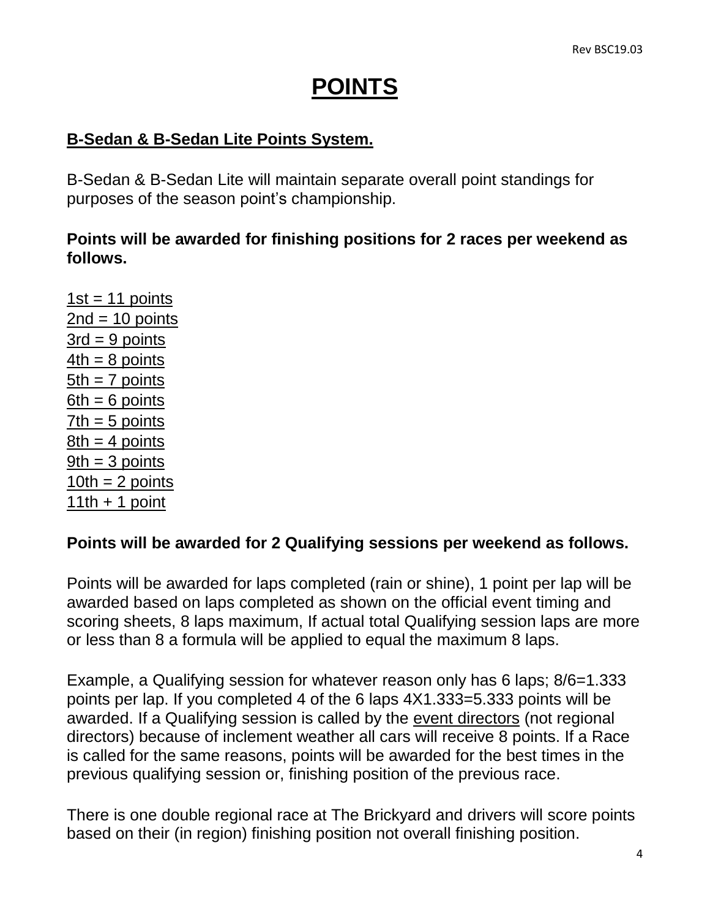# POINTS

**B-Sedan & B-Sedan Lite Points System.**

B-Sedan & B-Sedan Lite will maintain separate overall point standings for purposes of the season point's championship.

**Points will be awarded for finishing positions for 2 races per weekend as follows.**

1st = 11 points
2nd = 10 points
3rd = 9 points
4th = 8 points
5th = 7 points
6th = 6 points
7th = 5 points
8th = 4 points
9th = 3 points
10th = 2 points
11th + 1 point

**Points will be awarded for 2 Qualifying sessions per weekend as follows.**

Points will be awarded for laps completed (rain or shine), 1 point per lap will be awarded based on laps completed as shown on the official event timing and scoring sheets, 8 laps maximum, If actual total Qualifying session laps are more or less than 8 a formula will be applied to equal the maximum 8 laps.

Example, a Qualifying session for whatever reason only has 6 laps; 8/6=1.333 points per lap. If you completed 4 of the 6 laps 4X1.333=5.333 points will be awarded. If a Qualifying session is called by the event directors (not regional directors) because of inclement weather all cars will receive 8 points. If a Race is called for the same reasons, points will be awarded for the best times in the previous qualifying session or, finishing position of the previous race.

There is one double regional race at The Brickyard and drivers will score points based on their (in region) finishing position not overall finishing position.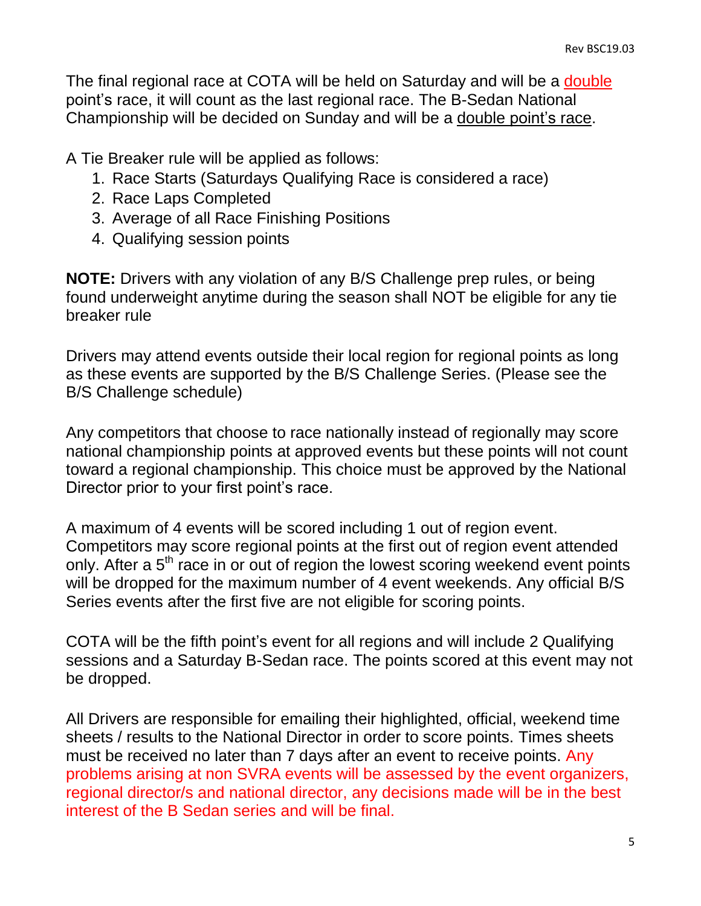The final regional race at COTA will be held on Saturday and will be a double point's race, it will count as the last regional race. The B-Sedan National Championship will be decided on Sunday and will be a double point's race.

A Tie Breaker rule will be applied as follows:

1. Race Starts (Saturdays Qualifying Race is considered a race)
2. Race Laps Completed
3. Average of all Race Finishing Positions
4. Qualifying session points

**NOTE:** Drivers with any violation of any B/S Challenge prep rules, or being found underweight anytime during the season shall NOT be eligible for any tie breaker rule

Drivers may attend events outside their local region for regional points as long as these events are supported by the B/S Challenge Series. (Please see the B/S Challenge schedule)

Any competitors that choose to race nationally instead of regionally may score national championship points at approved events but these points will not count toward a regional championship. This choice must be approved by the National Director prior to your first point's race.

A maximum of 4 events will be scored including 1 out of region event. Competitors may score regional points at the first out of region event attended only. After a 5th race in or out of region the lowest scoring weekend event points will be dropped for the maximum number of 4 event weekends. Any official B/S Series events after the first five are not eligible for scoring points.

COTA will be the fifth point's event for all regions and will include 2 Qualifying sessions and a Saturday B-Sedan race. The points scored at this event may not be dropped.

All Drivers are responsible for emailing their highlighted, official, weekend time sheets / results to the National Director in order to score points. Times sheets must be received no later than 7 days after an event to receive points. Any problems arising at non SVRA events will be assessed by the event organizers, regional director/s and national director, any decisions made will be in the best interest of the B Sedan series and will be final.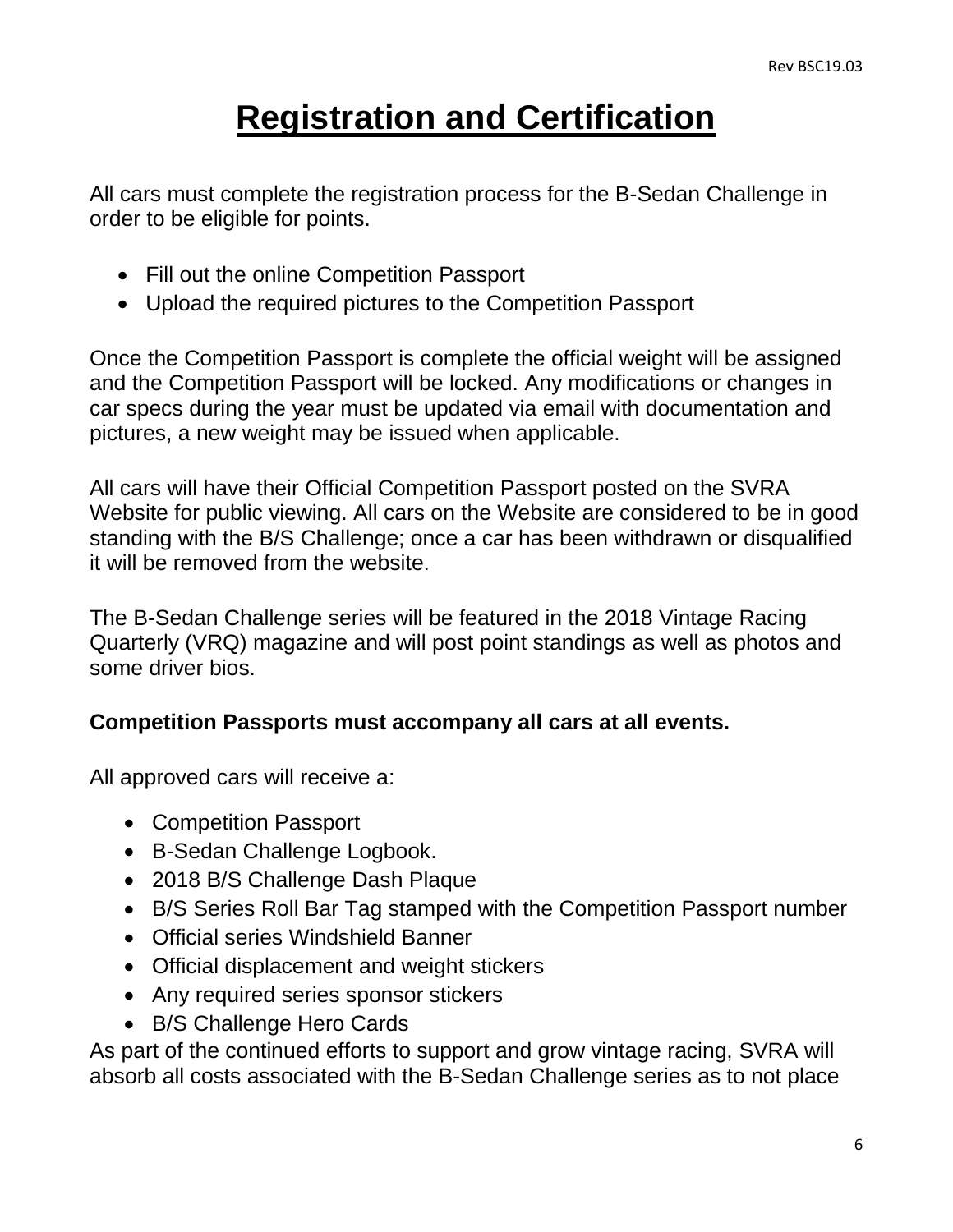# Registration and Certification

All cars must complete the registration process for the B-Sedan Challenge in order to be eligible for points.

- Fill out the online Competition Passport
- Upload the required pictures to the Competition Passport

Once the Competition Passport is complete the official weight will be assigned and the Competition Passport will be locked. Any modifications or changes in car specs during the year must be updated via email with documentation and pictures, a new weight may be issued when applicable.

All cars will have their Official Competition Passport posted on the SVRA Website for public viewing. All cars on the Website are considered to be in good standing with the B/S Challenge; once a car has been withdrawn or disqualified it will be removed from the website.

The B-Sedan Challenge series will be featured in the 2018 Vintage Racing Quarterly (VRQ) magazine and will post point standings as well as photos and some driver bios.

**Competition Passports must accompany all cars at all events.**

All approved cars will receive a:

- Competition Passport
- B-Sedan Challenge Logbook.
- 2018 B/S Challenge Dash Plaque
- B/S Series Roll Bar Tag stamped with the Competition Passport number
- Official series Windshield Banner
- Official displacement and weight stickers
- Any required series sponsor stickers
- B/S Challenge Hero Cards

As part of the continued efforts to support and grow vintage racing, SVRA will absorb all costs associated with the B-Sedan Challenge series as to not place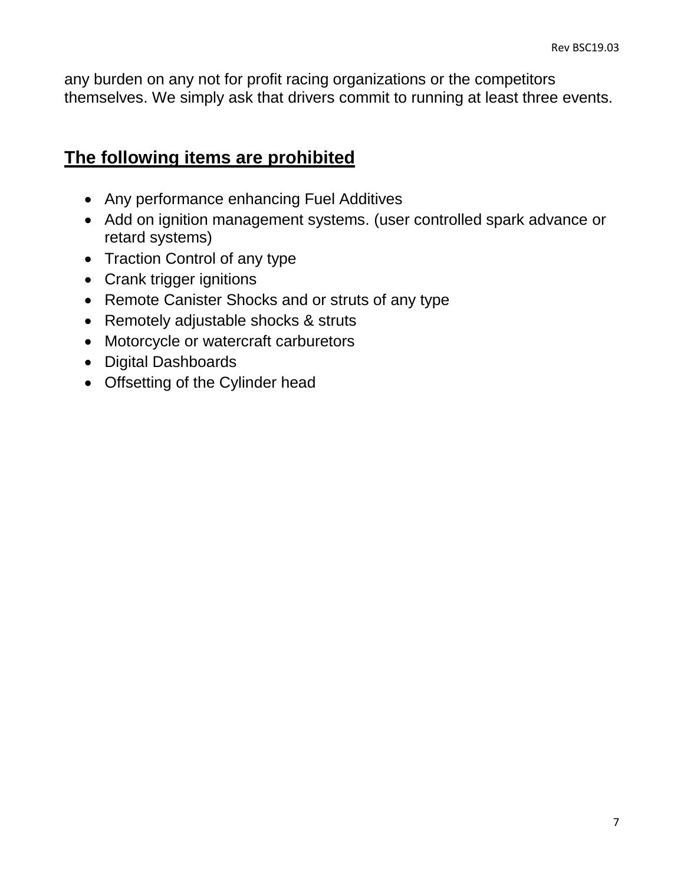any burden on any not for profit racing organizations or the competitors themselves. We simply ask that drivers commit to running at least three events.

## **<u>The following items are prohibited</u>**

- Any performance enhancing Fuel Additives
- Add on ignition management systems. (user controlled spark advance or retard systems)
- Traction Control of any type
- Crank trigger ignitions
- Remote Canister Shocks and or struts of any type
- Remotely adjustable shocks & struts
- Motorcycle or watercraft carburetors
- Digital Dashboards
- Offsetting of the Cylinder head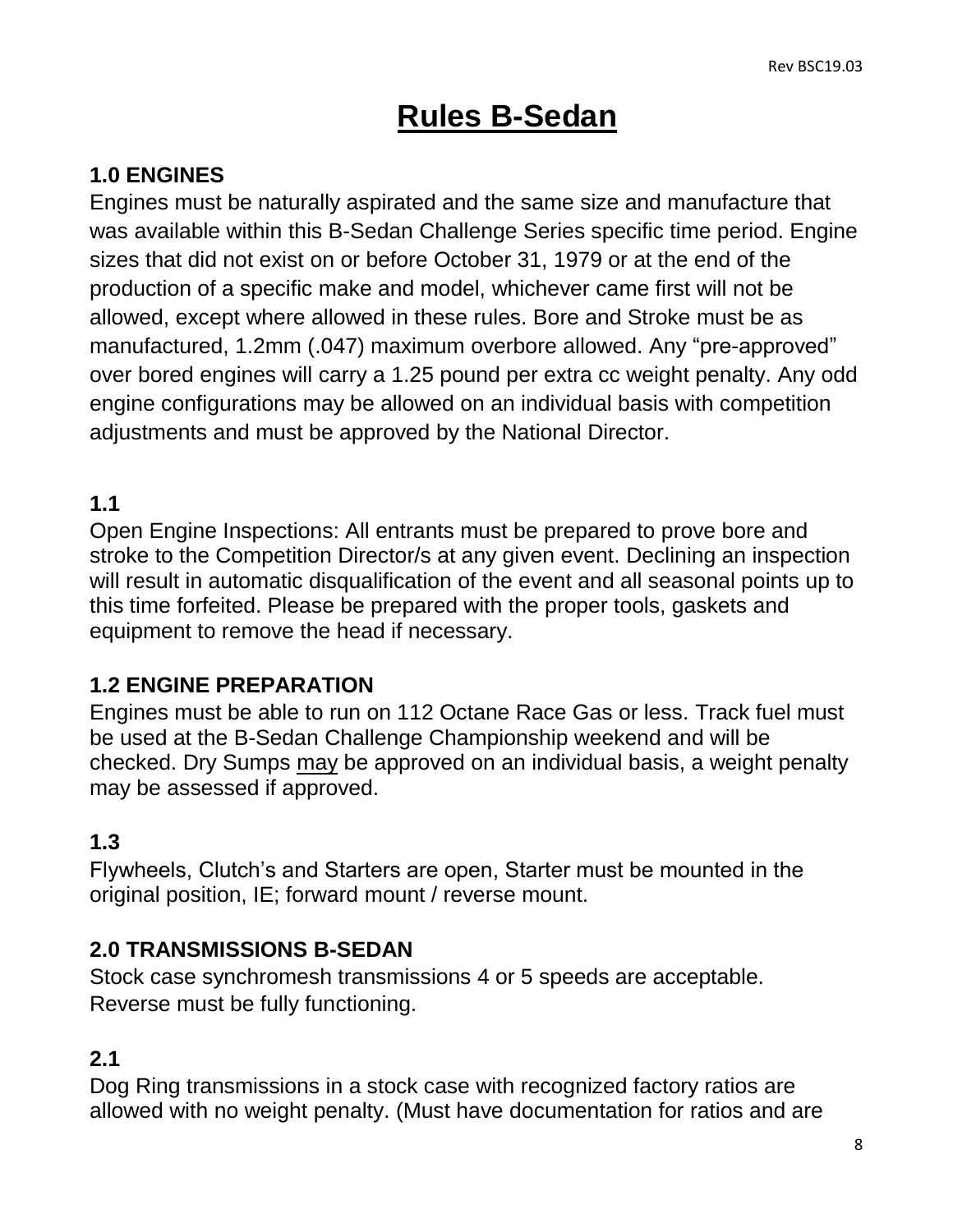# Rules B-Sedan

## 1.0 ENGINES

Engines must be naturally aspirated and the same size and manufacture that was available within this B-Sedan Challenge Series specific time period. Engine sizes that did not exist on or before October 31, 1979 or at the end of the production of a specific make and model, whichever came first will not be allowed, except where allowed in these rules. Bore and Stroke must be as manufactured, 1.2mm (.047) maximum overbore allowed. Any "pre-approved" over bored engines will carry a 1.25 pound per extra cc weight penalty. Any odd engine configurations may be allowed on an individual basis with competition adjustments and must be approved by the National Director.

## 1.1

Open Engine Inspections: All entrants must be prepared to prove bore and stroke to the Competition Director/s at any given event. Declining an inspection will result in automatic disqualification of the event and all seasonal points up to this time forfeited. Please be prepared with the proper tools, gaskets and equipment to remove the head if necessary.

## 1.2 ENGINE PREPARATION

Engines must be able to run on 112 Octane Race Gas or less. Track fuel must be used at the B-Sedan Challenge Championship weekend and will be checked. Dry Sumps <u>may</u> be approved on an individual basis, a weight penalty may be assessed if approved.

## 1.3

Flywheels, Clutch's and Starters are open, Starter must be mounted in the original position, IE; forward mount / reverse mount.

## 2.0 TRANSMISSIONS B-SEDAN

Stock case synchromesh transmissions 4 or 5 speeds are acceptable. Reverse must be fully functioning.

## 2.1

Dog Ring transmissions in a stock case with recognized factory ratios are allowed with no weight penalty. (Must have documentation for ratios and are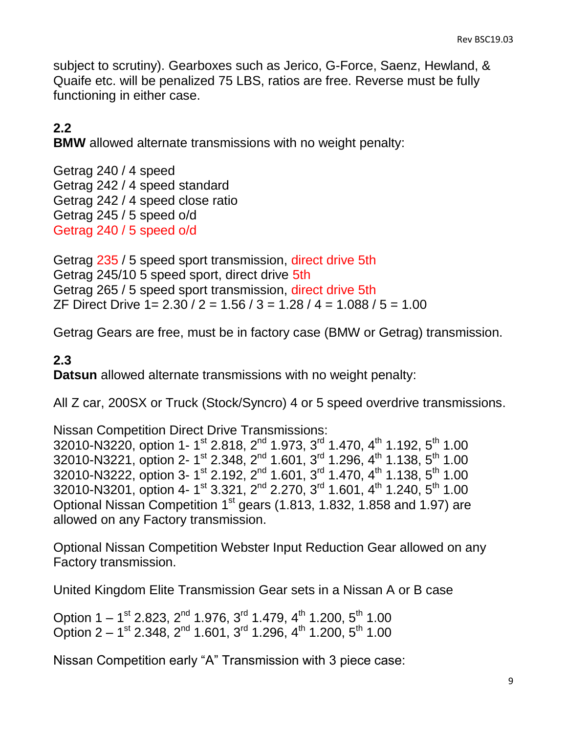subject to scrutiny). Gearboxes such as Jerico, G-Force, Saenz, Hewland, & Quaife etc. will be penalized 75 LBS, ratios are free. Reverse must be fully functioning in either case.

**2.2**

**BMW** allowed alternate transmissions with no weight penalty:

Getrag 240 / 4 speed
Getrag 242 / 4 speed standard
Getrag 242 / 4 speed close ratio
Getrag 245 / 5 speed o/d
Getrag 240 / 5 speed o/d

Getrag 235 / 5 speed sport transmission, direct drive 5th
Getrag 245/10 5 speed sport, direct drive 5th
Getrag 265 / 5 speed sport transmission, direct drive 5th
ZF Direct Drive 1= 2.30 / 2 = 1.56 / 3 = 1.28 / 4 = 1.088 / 5 = 1.00

Getrag Gears are free, must be in factory case (BMW or Getrag) transmission.

**2.3**

**Datsun** allowed alternate transmissions with no weight penalty:

All Z car, 200SX or Truck (Stock/Syncro) 4 or 5 speed overdrive transmissions.

Nissan Competition Direct Drive Transmissions:
32010-N3220, option 1- 1st 2.818, 2nd 1.973, 3rd 1.470, 4th 1.192, 5th 1.00
32010-N3221, option 2- 1st 2.348, 2nd 1.601, 3rd 1.296, 4th 1.138, 5th 1.00
32010-N3222, option 3- 1st 2.192, 2nd 1.601, 3rd 1.470, 4th 1.138, 5th 1.00
32010-N3201, option 4- 1st 3.321, 2nd 2.270, 3rd 1.601, 4th 1.240, 5th 1.00
Optional Nissan Competition 1st gears (1.813, 1.832, 1.858 and 1.97) are allowed on any Factory transmission.

Optional Nissan Competition Webster Input Reduction Gear allowed on any Factory transmission.

United Kingdom Elite Transmission Gear sets in a Nissan A or B case

Option 1 – 1st 2.823, 2nd 1.976, 3rd 1.479, 4th 1.200, 5th 1.00
Option 2 – 1st 2.348, 2nd 1.601, 3rd 1.296, 4th 1.200, 5th 1.00

Nissan Competition early "A" Transmission with 3 piece case: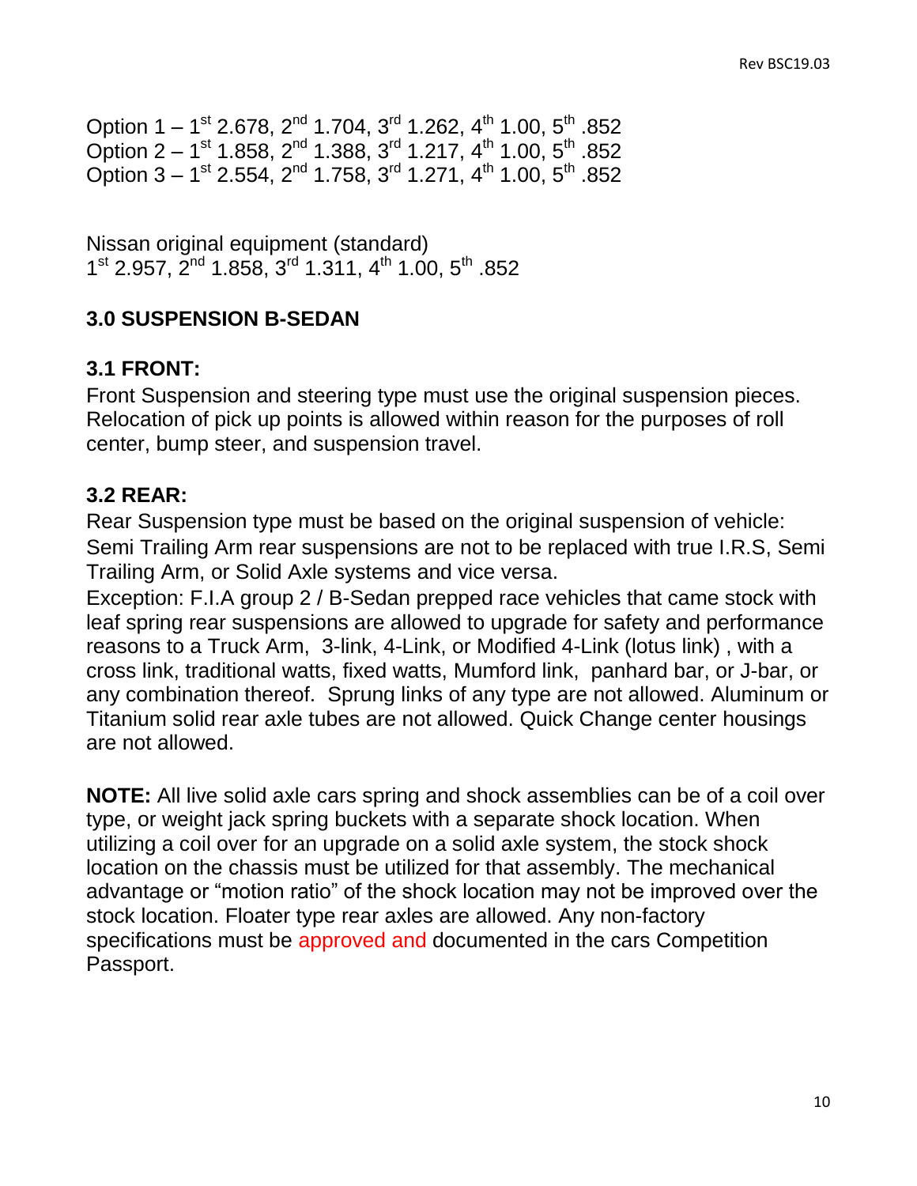Option 1 – 1st 2.678, 2nd 1.704, 3rd 1.262, 4th 1.00, 5th .852
Option 2 – 1st 1.858, 2nd 1.388, 3rd 1.217, 4th 1.00, 5th .852
Option 3 – 1st 2.554, 2nd 1.758, 3rd 1.271, 4th 1.00, 5th .852

Nissan original equipment (standard)
1st 2.957, 2nd 1.858, 3rd 1.311, 4th 1.00, 5th .852

## 3.0 SUSPENSION B-SEDAN

### 3.1 FRONT:

Front Suspension and steering type must use the original suspension pieces. Relocation of pick up points is allowed within reason for the purposes of roll center, bump steer, and suspension travel.

### 3.2 REAR:

Rear Suspension type must be based on the original suspension of vehicle: Semi Trailing Arm rear suspensions are not to be replaced with true I.R.S, Semi Trailing Arm, or Solid Axle systems and vice versa.
Exception: F.I.A group 2 / B-Sedan prepped race vehicles that came stock with leaf spring rear suspensions are allowed to upgrade for safety and performance reasons to a Truck Arm, 3-link, 4-Link, or Modified 4-Link (lotus link) , with a cross link, traditional watts, fixed watts, Mumford link, panhard bar, or J-bar, or any combination thereof. Sprung links of any type are not allowed. Aluminum or Titanium solid rear axle tubes are not allowed. Quick Change center housings are not allowed.

**NOTE:** All live solid axle cars spring and shock assemblies can be of a coil over type, or weight jack spring buckets with a separate shock location. When utilizing a coil over for an upgrade on a solid axle system, the stock shock location on the chassis must be utilized for that assembly. The mechanical advantage or "motion ratio" of the shock location may not be improved over the stock location. Floater type rear axles are allowed. Any non-factory specifications must be approved and documented in the cars Competition Passport.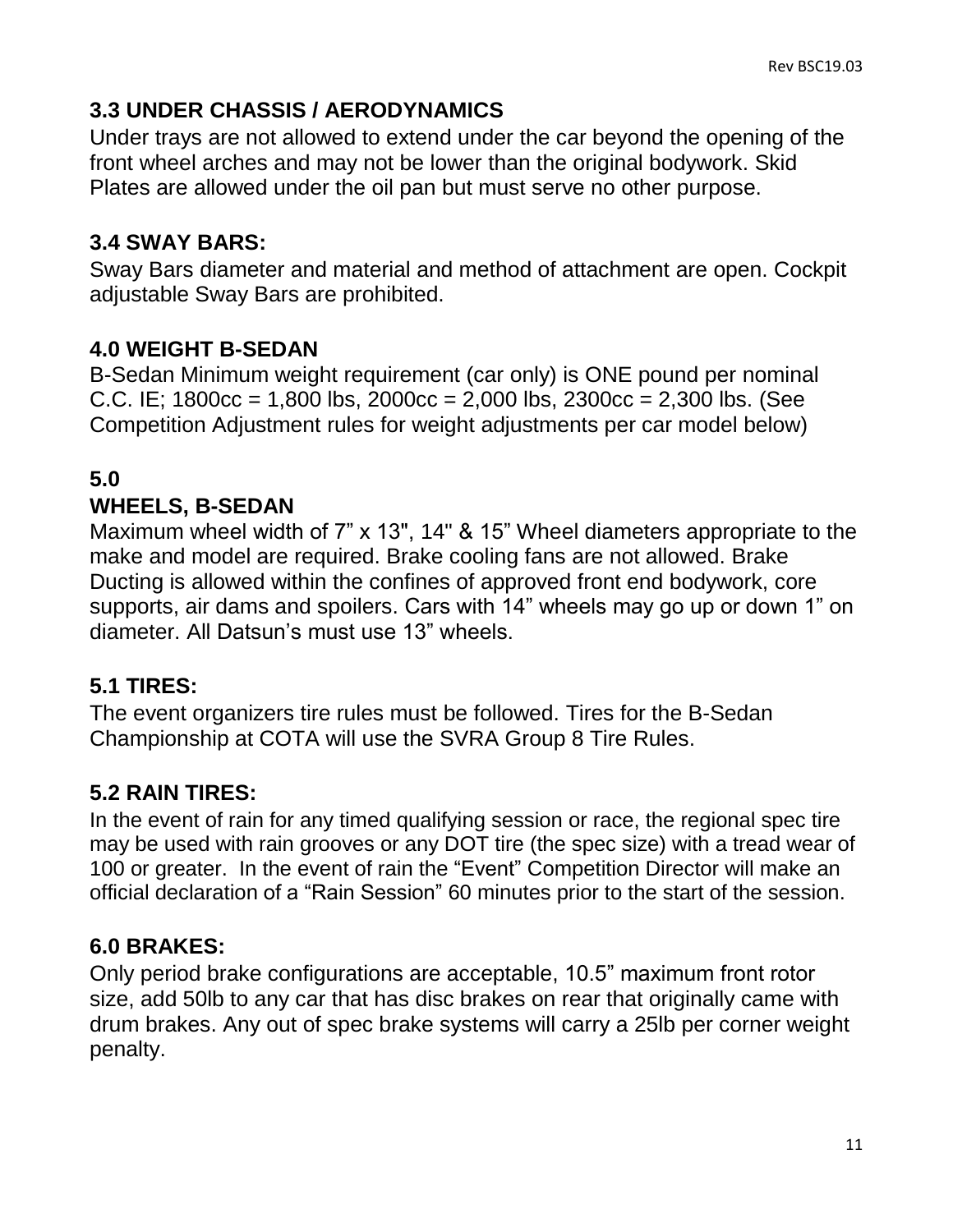### 3.3 UNDER CHASSIS / AERODYNAMICS

Under trays are not allowed to extend under the car beyond the opening of the front wheel arches and may not be lower than the original bodywork. Skid Plates are allowed under the oil pan but must serve no other purpose.

### 3.4 SWAY BARS:

Sway Bars diameter and material and method of attachment are open. Cockpit adjustable Sway Bars are prohibited.

### 4.0 WEIGHT B-SEDAN

B-Sedan Minimum weight requirement (car only) is ONE pound per nominal C.C. IE; 1800cc = 1,800 lbs, 2000cc = 2,000 lbs, 2300cc = 2,300 lbs. (See Competition Adjustment rules for weight adjustments per car model below)

### 5.0
### WHEELS, B-SEDAN

Maximum wheel width of 7” x 13", 14" & 15” Wheel diameters appropriate to the make and model are required. Brake cooling fans are not allowed. Brake Ducting is allowed within the confines of approved front end bodywork, core supports, air dams and spoilers. Cars with 14” wheels may go up or down 1” on diameter. All Datsun’s must use 13” wheels.

### 5.1 TIRES:

The event organizers tire rules must be followed. Tires for the B-Sedan Championship at COTA will use the SVRA Group 8 Tire Rules.

### 5.2 RAIN TIRES:

In the event of rain for any timed qualifying session or race, the regional spec tire may be used with rain grooves or any DOT tire (the spec size) with a tread wear of 100 or greater. In the event of rain the “Event” Competition Director will make an official declaration of a “Rain Session” 60 minutes prior to the start of the session.

### 6.0 BRAKES:

Only period brake configurations are acceptable, 10.5” maximum front rotor size, add 50lb to any car that has disc brakes on rear that originally came with drum brakes. Any out of spec brake systems will carry a 25lb per corner weight penalty.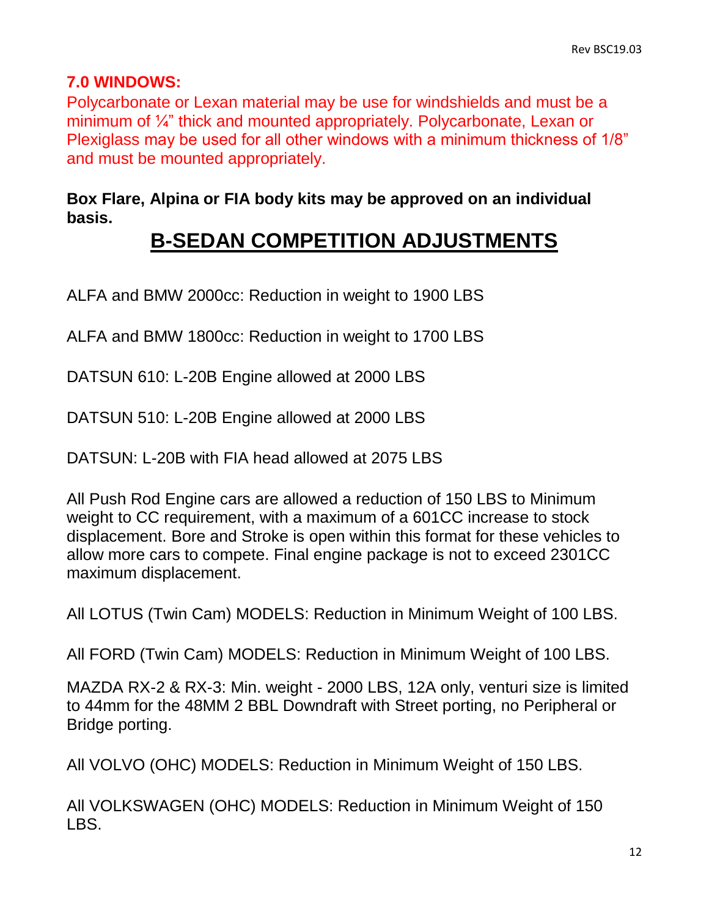## 7.0 WINDOWS:

Polycarbonate or Lexan material may be use for windshields and must be a minimum of ¼" thick and mounted appropriately. Polycarbonate, Lexan or Plexiglass may be used for all other windows with a minimum thickness of 1/8" and must be mounted appropriately.

**Box Flare, Alpina or FIA body kits may be approved on an individual basis.**

# B-SEDAN COMPETITION ADJUSTMENTS

ALFA and BMW 2000cc: Reduction in weight to 1900 LBS

ALFA and BMW 1800cc: Reduction in weight to 1700 LBS

DATSUN 610: L-20B Engine allowed at 2000 LBS

DATSUN 510: L-20B Engine allowed at 2000 LBS

DATSUN: L-20B with FIA head allowed at 2075 LBS

All Push Rod Engine cars are allowed a reduction of 150 LBS to Minimum weight to CC requirement, with a maximum of a 601CC increase to stock displacement. Bore and Stroke is open within this format for these vehicles to allow more cars to compete. Final engine package is not to exceed 2301CC maximum displacement.

All LOTUS (Twin Cam) MODELS: Reduction in Minimum Weight of 100 LBS.

All FORD (Twin Cam) MODELS: Reduction in Minimum Weight of 100 LBS.

MAZDA RX-2 & RX-3: Min. weight - 2000 LBS, 12A only, venturi size is limited to 44mm for the 48MM 2 BBL Downdraft with Street porting, no Peripheral or Bridge porting.

All VOLVO (OHC) MODELS: Reduction in Minimum Weight of 150 LBS.

All VOLKSWAGEN (OHC) MODELS: Reduction in Minimum Weight of 150 LBS.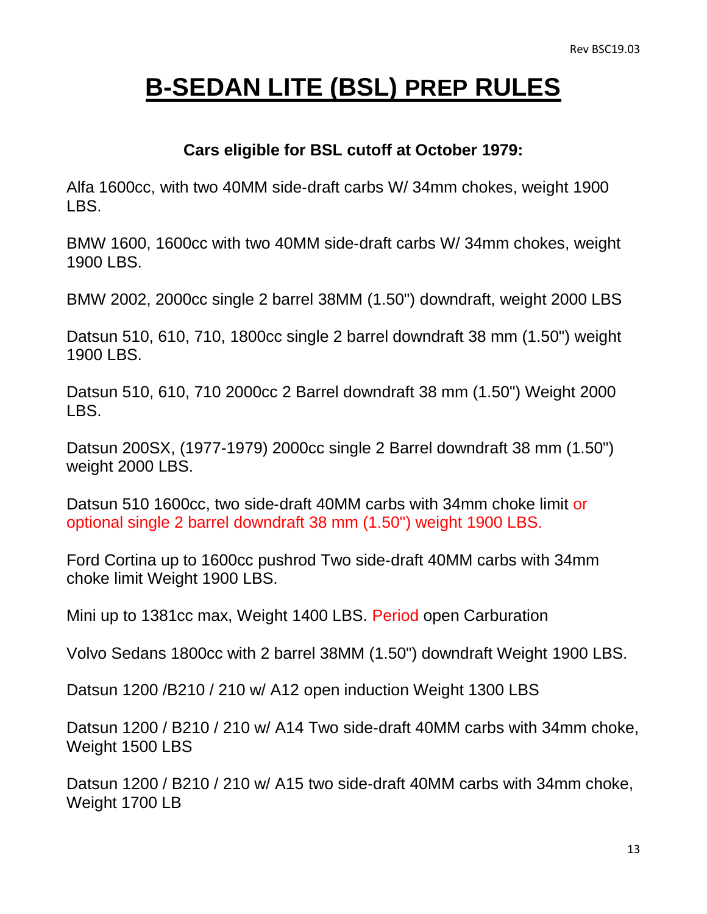# B-SEDAN LITE (BSL) PREP RULES

**Cars eligible for BSL cutoff at October 1979:**

Alfa 1600cc, with two 40MM side-draft carbs W/ 34mm chokes, weight 1900 LBS.

BMW 1600, 1600cc with two 40MM side-draft carbs W/ 34mm chokes, weight 1900 LBS.

BMW 2002, 2000cc single 2 barrel 38MM (1.50") downdraft, weight 2000 LBS

Datsun 510, 610, 710, 1800cc single 2 barrel downdraft 38 mm (1.50") weight 1900 LBS.

Datsun 510, 610, 710 2000cc 2 Barrel downdraft 38 mm (1.50") Weight 2000 LBS.

Datsun 200SX, (1977-1979) 2000cc single 2 Barrel downdraft 38 mm (1.50") weight 2000 LBS.

Datsun 510 1600cc, two side-draft 40MM carbs with 34mm choke limit or optional single 2 barrel downdraft 38 mm (1.50") weight 1900 LBS.

Ford Cortina up to 1600cc pushrod Two side-draft 40MM carbs with 34mm choke limit Weight 1900 LBS.

Mini up to 1381cc max, Weight 1400 LBS. Period open Carburation

Volvo Sedans 1800cc with 2 barrel 38MM (1.50") downdraft Weight 1900 LBS.

Datsun 1200 /B210 / 210 w/ A12 open induction Weight 1300 LBS

Datsun 1200 / B210 / 210 w/ A14 Two side-draft 40MM carbs with 34mm choke, Weight 1500 LBS

Datsun 1200 / B210 / 210 w/ A15 two side-draft 40MM carbs with 34mm choke, Weight 1700 LB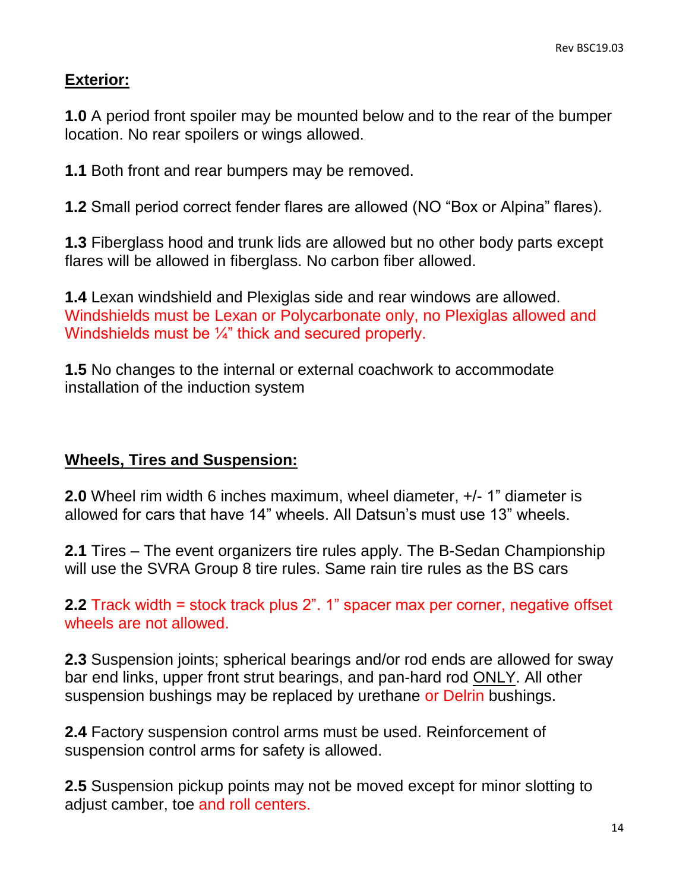## Exterior:

**1.0** A period front spoiler may be mounted below and to the rear of the bumper location. No rear spoilers or wings allowed.

**1.1** Both front and rear bumpers may be removed.

**1.2** Small period correct fender flares are allowed (NO "Box or Alpina" flares).

**1.3** Fiberglass hood and trunk lids are allowed but no other body parts except flares will be allowed in fiberglass. No carbon fiber allowed.

**1.4** Lexan windshield and Plexiglas side and rear windows are allowed. Windshields must be Lexan or Polycarbonate only, no Plexiglas allowed and Windshields must be ¼" thick and secured properly.

**1.5** No changes to the internal or external coachwork to accommodate installation of the induction system

## Wheels, Tires and Suspension:

**2.0** Wheel rim width 6 inches maximum, wheel diameter, +/- 1" diameter is allowed for cars that have 14" wheels. All Datsun's must use 13" wheels.

**2.1** Tires – The event organizers tire rules apply. The B-Sedan Championship will use the SVRA Group 8 tire rules. Same rain tire rules as the BS cars

**2.2** Track width = stock track plus 2". 1" spacer max per corner, negative offset wheels are not allowed.

**2.3** Suspension joints; spherical bearings and/or rod ends are allowed for sway bar end links, upper front strut bearings, and pan-hard rod ONLY. All other suspension bushings may be replaced by urethane or Delrin bushings.

**2.4** Factory suspension control arms must be used. Reinforcement of suspension control arms for safety is allowed.

**2.5** Suspension pickup points may not be moved except for minor slotting to adjust camber, toe and roll centers.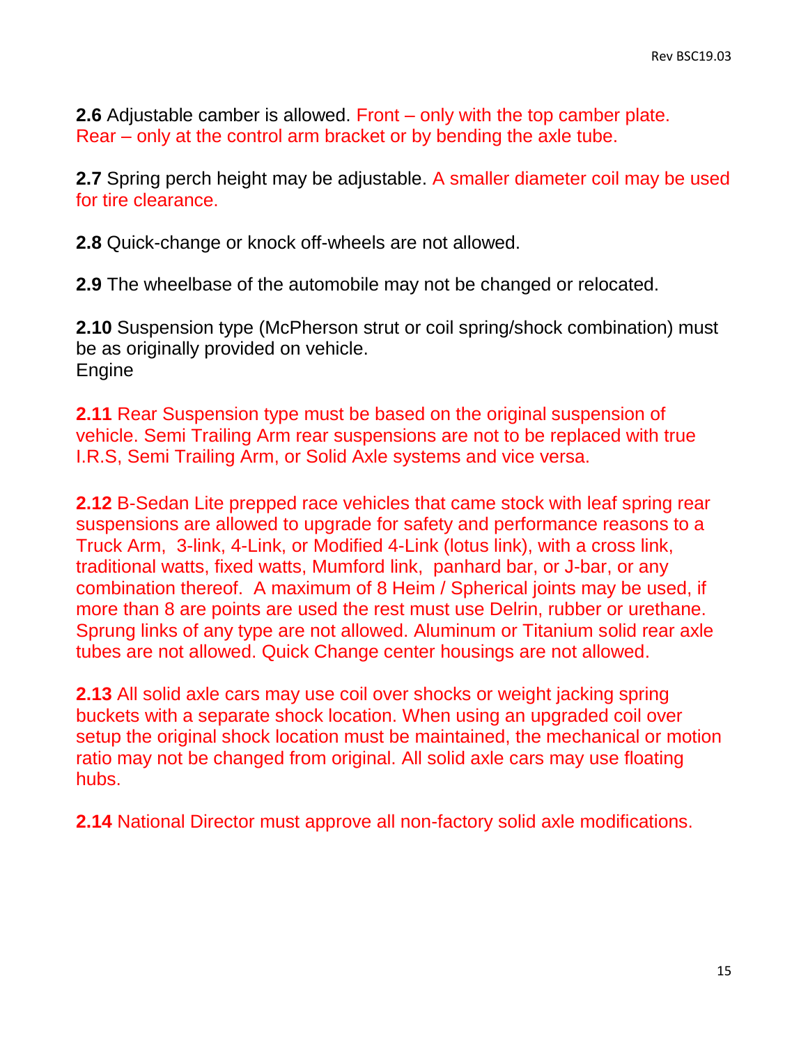**2.6** Adjustable camber is allowed. Front – only with the top camber plate. Rear – only at the control arm bracket or by bending the axle tube.

**2.7** Spring perch height may be adjustable. A smaller diameter coil may be used for tire clearance.

**2.8** Quick-change or knock off-wheels are not allowed.

**2.9** The wheelbase of the automobile may not be changed or relocated.

**2.10** Suspension type (McPherson strut or coil spring/shock combination) must be as originally provided on vehicle.
Engine

**2.11** Rear Suspension type must be based on the original suspension of vehicle. Semi Trailing Arm rear suspensions are not to be replaced with true I.R.S, Semi Trailing Arm, or Solid Axle systems and vice versa.

**2.12** B-Sedan Lite prepped race vehicles that came stock with leaf spring rear suspensions are allowed to upgrade for safety and performance reasons to a Truck Arm, 3-link, 4-Link, or Modified 4-Link (lotus link), with a cross link, traditional watts, fixed watts, Mumford link, panhard bar, or J-bar, or any combination thereof. A maximum of 8 Heim / Spherical joints may be used, if more than 8 are points are used the rest must use Delrin, rubber or urethane. Sprung links of any type are not allowed. Aluminum or Titanium solid rear axle tubes are not allowed. Quick Change center housings are not allowed.

**2.13** All solid axle cars may use coil over shocks or weight jacking spring buckets with a separate shock location. When using an upgraded coil over setup the original shock location must be maintained, the mechanical or motion ratio may not be changed from original. All solid axle cars may use floating hubs.

**2.14** National Director must approve all non-factory solid axle modifications.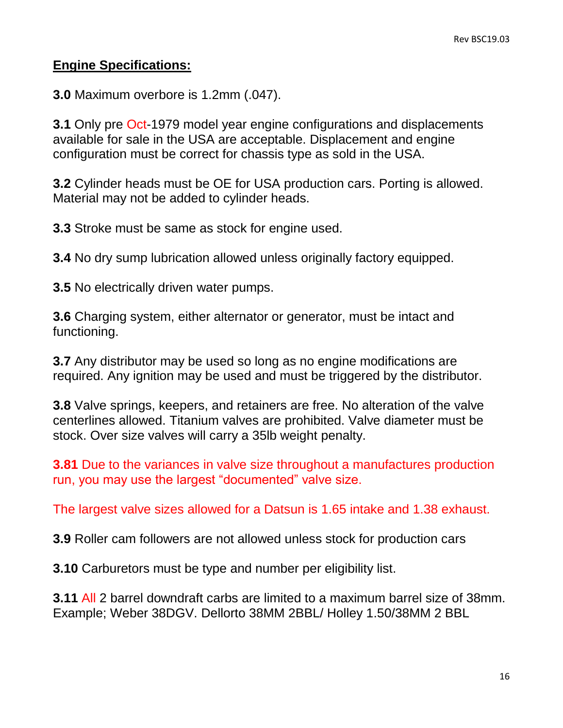## Engine Specifications:

**3.0** Maximum overbore is 1.2mm (.047).

**3.1** Only pre Oct-1979 model year engine configurations and displacements available for sale in the USA are acceptable. Displacement and engine configuration must be correct for chassis type as sold in the USA.

**3.2** Cylinder heads must be OE for USA production cars. Porting is allowed. Material may not be added to cylinder heads.

**3.3** Stroke must be same as stock for engine used.

**3.4** No dry sump lubrication allowed unless originally factory equipped.

**3.5** No electrically driven water pumps.

**3.6** Charging system, either alternator or generator, must be intact and functioning.

**3.7** Any distributor may be used so long as no engine modifications are required. Any ignition may be used and must be triggered by the distributor.

**3.8** Valve springs, keepers, and retainers are free. No alteration of the valve centerlines allowed. Titanium valves are prohibited. Valve diameter must be stock. Over size valves will carry a 35lb weight penalty.

**3.81** Due to the variances in valve size throughout a manufactures production run, you may use the largest "documented" valve size.

The largest valve sizes allowed for a Datsun is 1.65 intake and 1.38 exhaust.

**3.9** Roller cam followers are not allowed unless stock for production cars

**3.10** Carburetors must be type and number per eligibility list.

**3.11** All 2 barrel downdraft carbs are limited to a maximum barrel size of 38mm. Example; Weber 38DGV. Dellorto 38MM 2BBL/ Holley 1.50/38MM 2 BBL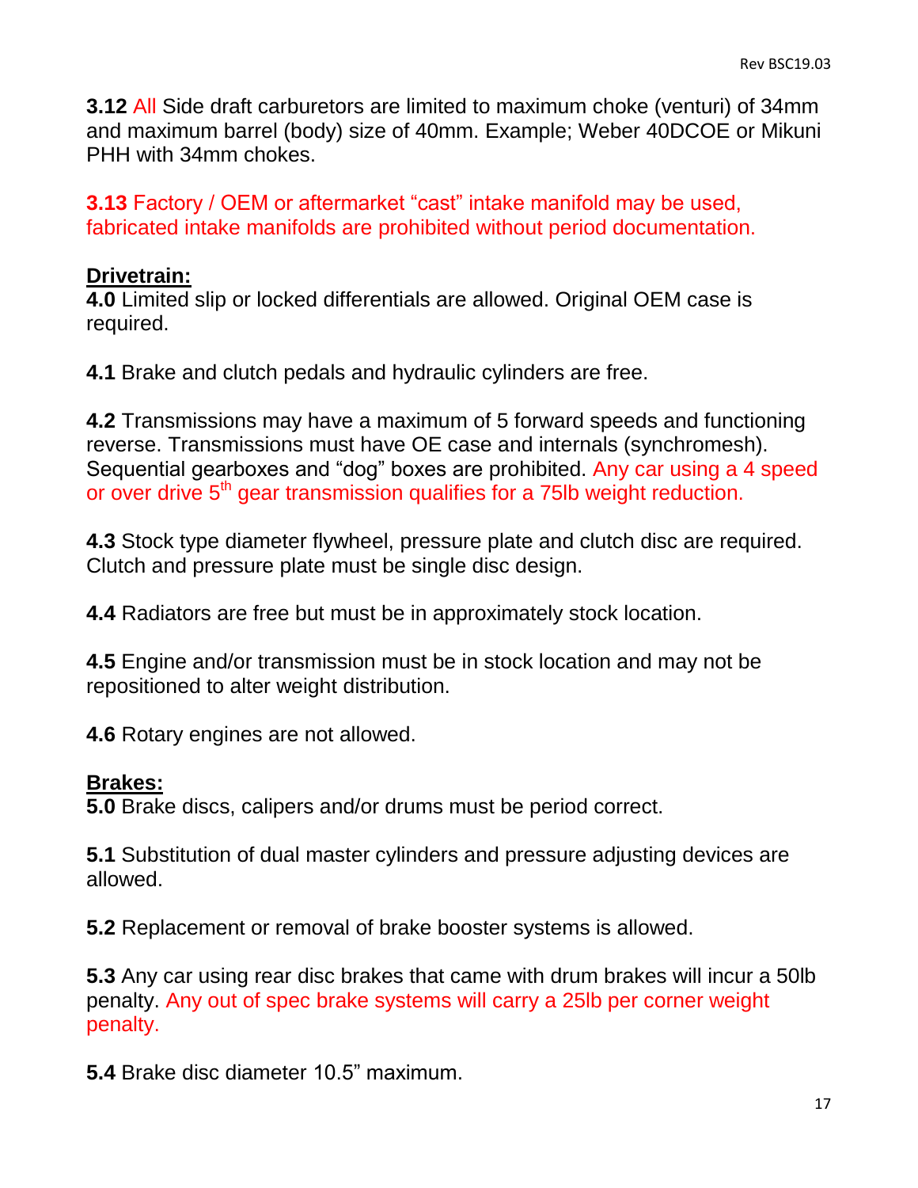**3.12** All Side draft carburetors are limited to maximum choke (venturi) of 34mm and maximum barrel (body) size of 40mm. Example; Weber 40DCOE or Mikuni PHH with 34mm chokes.

**3.13** Factory / OEM or aftermarket “cast” intake manifold may be used, fabricated intake manifolds are prohibited without period documentation.

**Drivetrain:**

**4.0** Limited slip or locked differentials are allowed. Original OEM case is required.

**4.1** Brake and clutch pedals and hydraulic cylinders are free.

**4.2** Transmissions may have a maximum of 5 forward speeds and functioning reverse. Transmissions must have OE case and internals (synchromesh). Sequential gearboxes and “dog” boxes are prohibited. Any car using a 4 speed or over drive 5th gear transmission qualifies for a 75lb weight reduction.

**4.3** Stock type diameter flywheel, pressure plate and clutch disc are required. Clutch and pressure plate must be single disc design.

**4.4** Radiators are free but must be in approximately stock location.

**4.5** Engine and/or transmission must be in stock location and may not be repositioned to alter weight distribution.

**4.6** Rotary engines are not allowed.

**Brakes:**

**5.0** Brake discs, calipers and/or drums must be period correct.

**5.1** Substitution of dual master cylinders and pressure adjusting devices are allowed.

**5.2** Replacement or removal of brake booster systems is allowed.

**5.3** Any car using rear disc brakes that came with drum brakes will incur a 50lb penalty. Any out of spec brake systems will carry a 25lb per corner weight penalty.

**5.4** Brake disc diameter 10.5” maximum.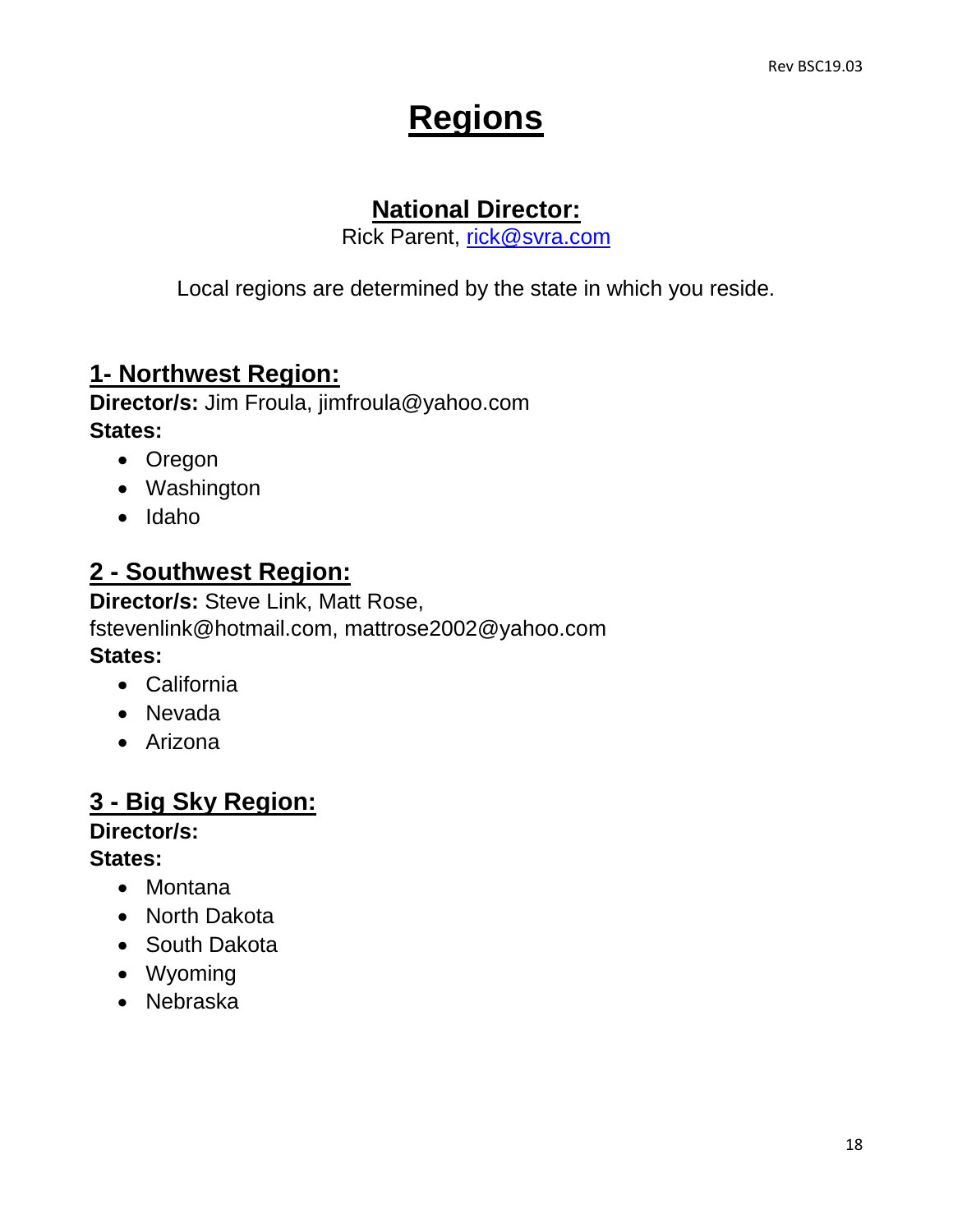# Regions

## National Director:

Rick Parent, rick@svra.com

Local regions are determined by the state in which you reside.

## 1- Northwest Region:

**Director/s:** Jim Froula, jimfroula@yahoo.com
**States:**

- Oregon
- Washington
- Idaho

## 2 - Southwest Region:

**Director/s:** Steve Link, Matt Rose, fstevenlink@hotmail.com, mattrose2002@yahoo.com
**States:**

- California
- Nevada
- Arizona

## 3 - Big Sky Region:

**Director/s:**
**States:**

- Montana
- North Dakota
- South Dakota
- Wyoming
- Nebraska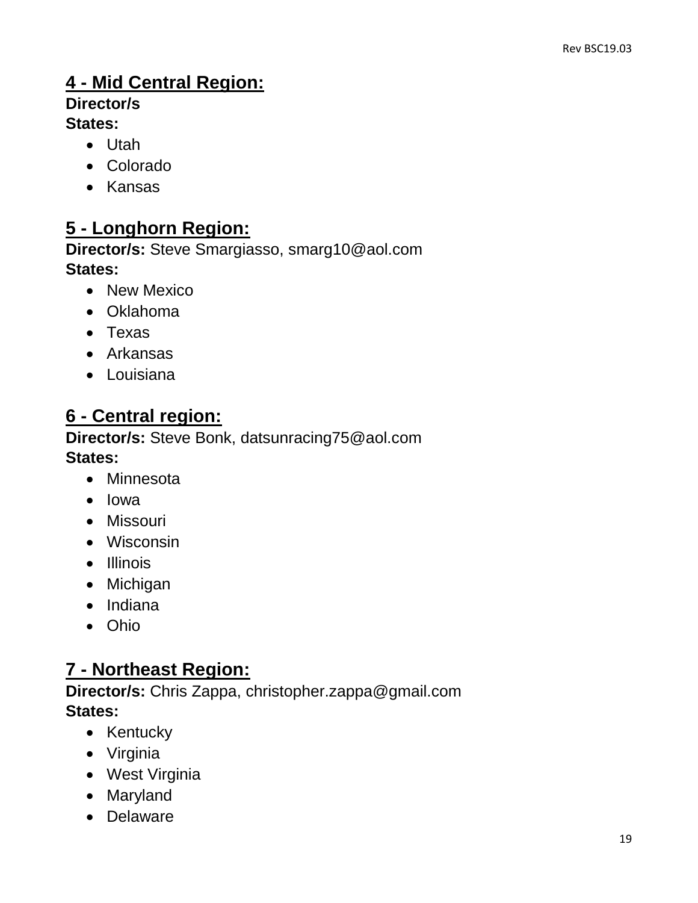## 4 - Mid Central Region:

**Director/s**

**States:**

- Utah
- Colorado
- Kansas

## 5 - Longhorn Region:

**Director/s:** Steve Smargiasso, smarg10@aol.com

**States:**

- New Mexico
- Oklahoma
- Texas
- Arkansas
- Louisiana

## 6 - Central region:

**Director/s:** Steve Bonk, datsunracing75@aol.com

**States:**

- Minnesota
- Iowa
- Missouri
- Wisconsin
- Illinois
- Michigan
- Indiana
- Ohio

## 7 - Northeast Region:

**Director/s:** Chris Zappa, christopher.zappa@gmail.com

**States:**

- Kentucky
- Virginia
- West Virginia
- Maryland
- Delaware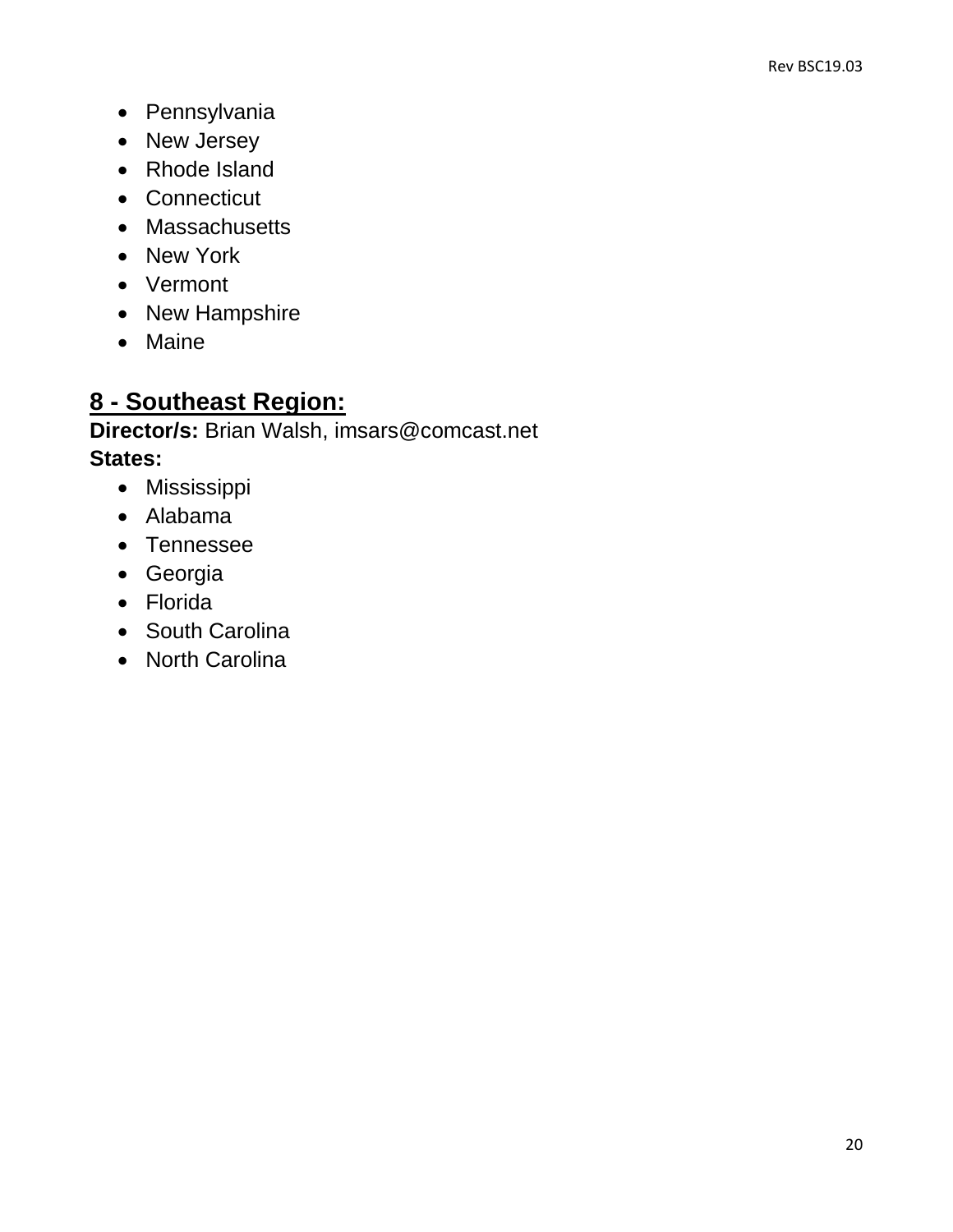- Pennsylvania
- New Jersey
- Rhode Island
- Connecticut
- Massachusetts
- New York
- Vermont
- New Hampshire
- Maine

## 8 - Southeast Region:

**Director/s:** Brian Walsh, imsars@comcast.net
**States:**

- Mississippi
- Alabama
- Tennessee
- Georgia
- Florida
- South Carolina
- North Carolina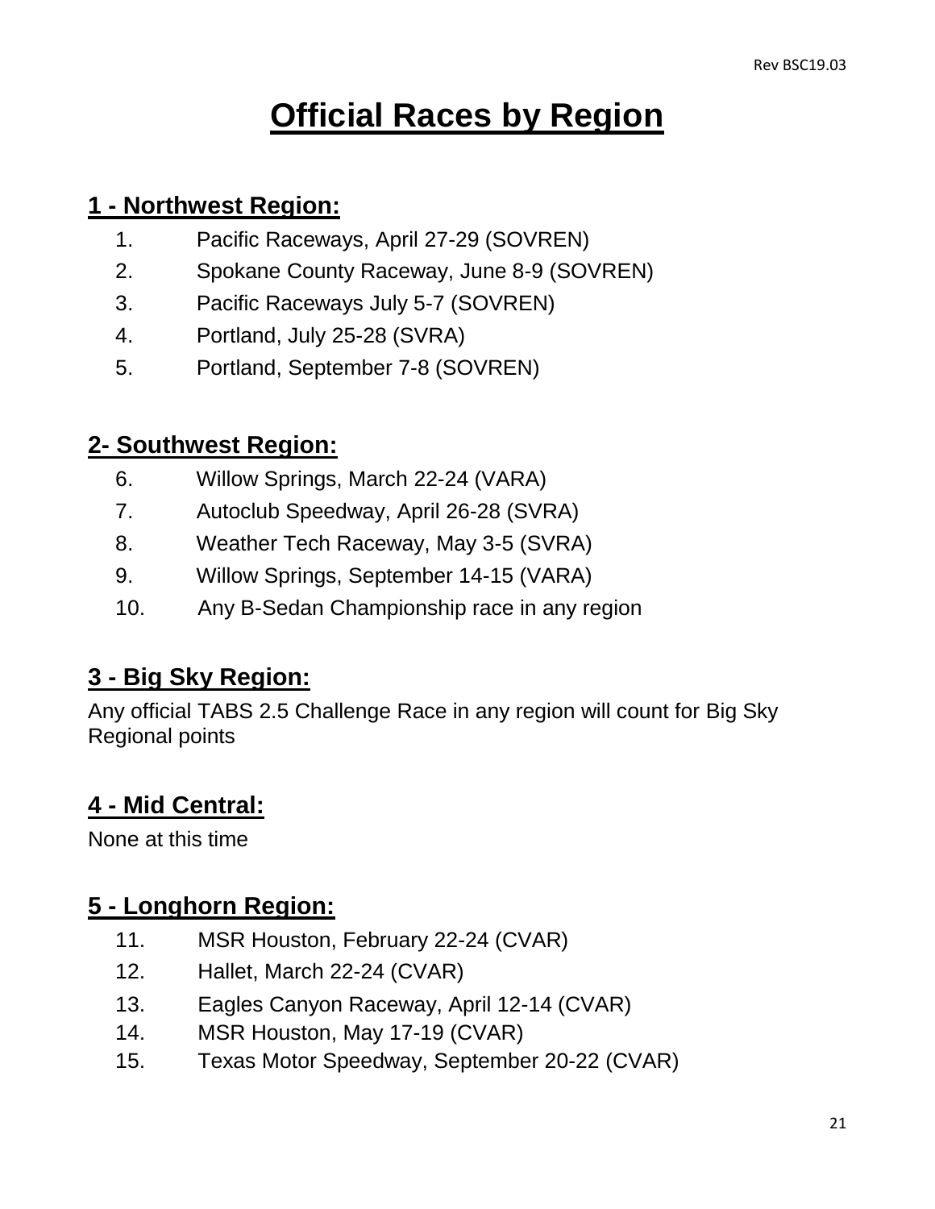# Official Races by Region

## 1 - Northwest Region:

1. Pacific Raceways, April 27-29 (SOVREN)
2. Spokane County Raceway, June 8-9 (SOVREN)
3. Pacific Raceways July 5-7 (SOVREN)
4. Portland, July 25-28 (SVRA)
5. Portland, September 7-8 (SOVREN)

## 2- Southwest Region:

6. Willow Springs, March 22-24 (VARA)
7. Autoclub Speedway, April 26-28 (SVRA)
8. Weather Tech Raceway, May 3-5 (SVRA)
9. Willow Springs, September 14-15 (VARA)
10. Any B-Sedan Championship race in any region

## 3 - Big Sky Region:

Any official TABS 2.5 Challenge Race in any region will count for Big Sky Regional points

## 4 - Mid Central:

None at this time

## 5 - Longhorn Region:

11. MSR Houston, February 22-24 (CVAR)
12. Hallet, March 22-24 (CVAR)
13. Eagles Canyon Raceway, April 12-14 (CVAR)
14. MSR Houston, May 17-19 (CVAR)
15. Texas Motor Speedway, September 20-22 (CVAR)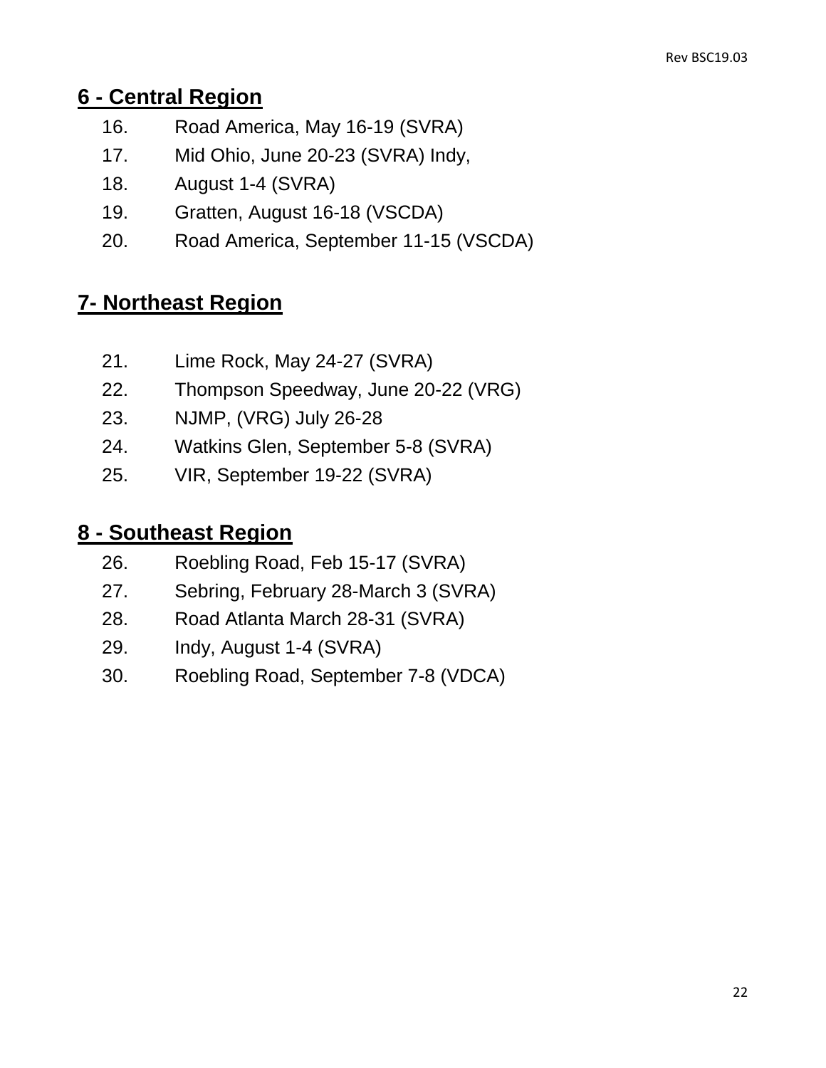## 6 - Central Region

16. Road America, May 16-19 (SVRA)
17. Mid Ohio, June 20-23 (SVRA) Indy,
18. August 1-4 (SVRA)
19. Gratten, August 16-18 (VSCDA)
20. Road America, September 11-15 (VSCDA)

## 7- Northeast Region

21. Lime Rock, May 24-27 (SVRA)
22. Thompson Speedway, June 20-22 (VRG)
23. NJMP, (VRG) July 26-28
24. Watkins Glen, September 5-8 (SVRA)
25. VIR, September 19-22 (SVRA)

## 8 - Southeast Region

26. Roebling Road, Feb 15-17 (SVRA)
27. Sebring, February 28-March 3 (SVRA)
28. Road Atlanta March 28-31 (SVRA)
29. Indy, August 1-4 (SVRA)
30. Roebling Road, September 7-8 (VDCA)